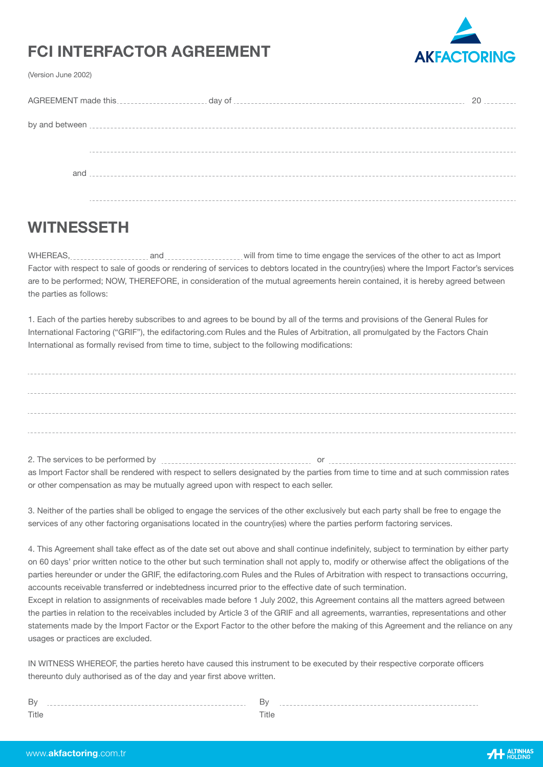# FCI INTERFACTOR AGREEMENT

(Version June 2002)

AGREEMENT made this .................... day of .................................................... 20 ........

by and between ..........................................................................................................

..........................................................................................................

and ..........................................................................................................

..........................................................................................................

## WITNESSETH

WHEREAS, .................... and .................... will from time to time engage the services of the other to act as Import Factor with respect to sale of goods or rendering of services to debtors located in the country(ies) where the Import Factor's services are to be performed; NOW, THEREFORE, in consideration of the mutual agreements herein contained, it is hereby agreed between the parties as follows:

1. Each of the parties hereby subscribes to and agrees to be bound by all of the terms and provisions of the General Rules for International Factoring ("GRIF"), the edifactoring.com Rules and the Rules of Arbitration, all promulgated by the Factors Chain International as formally revised from time to time, subject to the following modifications:

..........................................................................................................

..........................................................................................................

..........................................................................................................

..........................................................................................................

2. The services to be performed by .................................... or .................................... as Import Factor shall be rendered with respect to sellers designated by the parties from time to time and at such commission rates or other compensation as may be mutually agreed upon with respect to each seller.

3. Neither of the parties shall be obliged to engage the services of the other exclusively but each party shall be free to engage the services of any other factoring organisations located in the country(ies) where the parties perform factoring services.

4. This Agreement shall take effect as of the date set out above and shall continue indefinitely, subject to termination by either party on 60 days' prior written notice to the other but such termination shall not apply to, modify or otherwise affect the obligations of the parties hereunder or under the GRIF, the edifactoring.com Rules and the Rules of Arbitration with respect to transactions occurring, accounts receivable transferred or indebtedness incurred prior to the effective date of such termination.
Except in relation to assignments of receivables made before 1 July 2002, this Agreement contains all the matters agreed between the parties in relation to the receivables included by Article 3 of the GRIF and all agreements, warranties, representations and other statements made by the Import Factor or the Export Factor to the other before the making of this Agreement and the reliance on any usages or practices are excluded.

IN WITNESS WHEREOF, the parties hereto have caused this instrument to be executed by their respective corporate officers thereunto duly authorised as of the day and year first above written.

By ....................................................  By ....................................................
Title  Title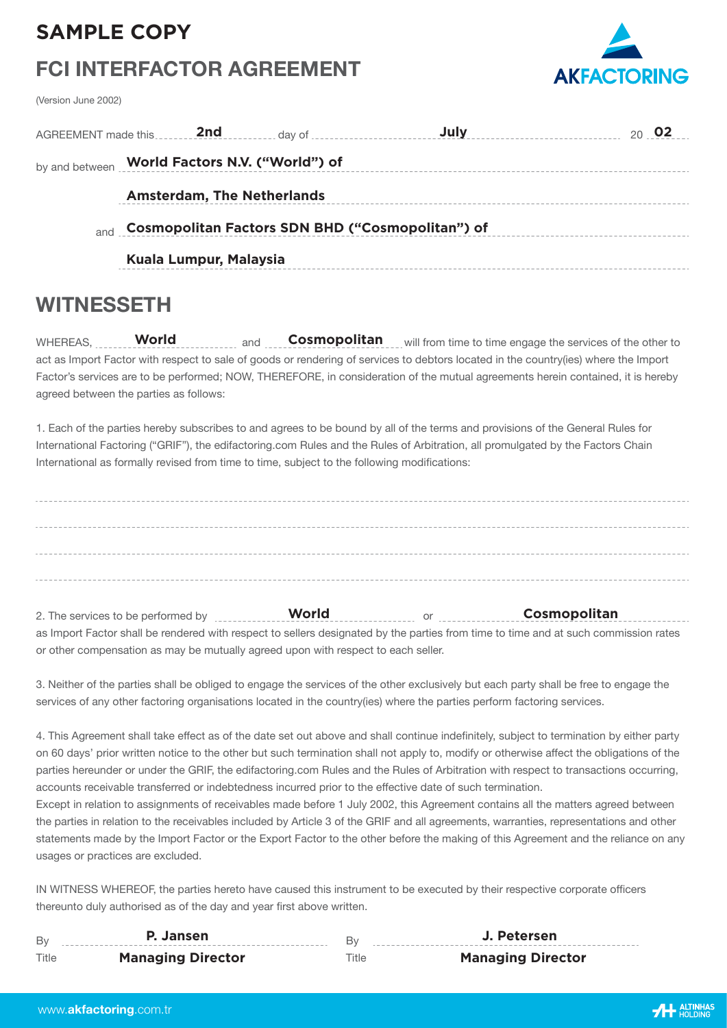# SAMPLE COPY

## FCI INTERFACTOR AGREEMENT

(Version June 2002)

AGREEMENT made this **2nd** day of **July** 20 **02**

by and between **World Factors N.V. ("World") of**

**Amsterdam, The Netherlands**

and **Cosmopolitan Factors SDN BHD ("Cosmopolitan") of**

**Kuala Lumpur, Malaysia**

## WITNESSETH

WHEREAS, **World** and **Cosmopolitan** will from time to time engage the services of the other to act as Import Factor with respect to sale of goods or rendering of services to debtors located in the country(ies) where the Import Factor's services are to be performed; NOW, THEREFORE, in consideration of the mutual agreements herein contained, it is hereby agreed between the parties as follows:

1. Each of the parties hereby subscribes to and agrees to be bound by all of the terms and provisions of the General Rules for International Factoring ("GRIF"), the edifactoring.com Rules and the Rules of Arbitration, all promulgated by the Factors Chain International as formally revised from time to time, subject to the following modifications:

2. The services to be performed by **World** or **Cosmopolitan** as Import Factor shall be rendered with respect to sellers designated by the parties from time to time and at such commission rates or other compensation as may be mutually agreed upon with respect to each seller.

3. Neither of the parties shall be obliged to engage the services of the other exclusively but each party shall be free to engage the services of any other factoring organisations located in the country(ies) where the parties perform factoring services.

4. This Agreement shall take effect as of the date set out above and shall continue indefinitely, subject to termination by either party on 60 days' prior written notice to the other but such termination shall not apply to, modify or otherwise affect the obligations of the parties hereunder or under the GRIF, the edifactoring.com Rules and the Rules of Arbitration with respect to transactions occurring, accounts receivable transferred or indebtedness incurred prior to the effective date of such termination.

Except in relation to assignments of receivables made before 1 July 2002, this Agreement contains all the matters agreed between the parties in relation to the receivables included by Article 3 of the GRIF and all agreements, warranties, representations and other statements made by the Import Factor or the Export Factor to the other before the making of this Agreement and the reliance on any usages or practices are excluded.

IN WITNESS WHEREOF, the parties hereto have caused this instrument to be executed by their respective corporate officers thereunto duly authorised as of the day and year first above written.

By **P. Jansen**
Title **Managing Director**

By **J. Petersen**
Title **Managing Director**